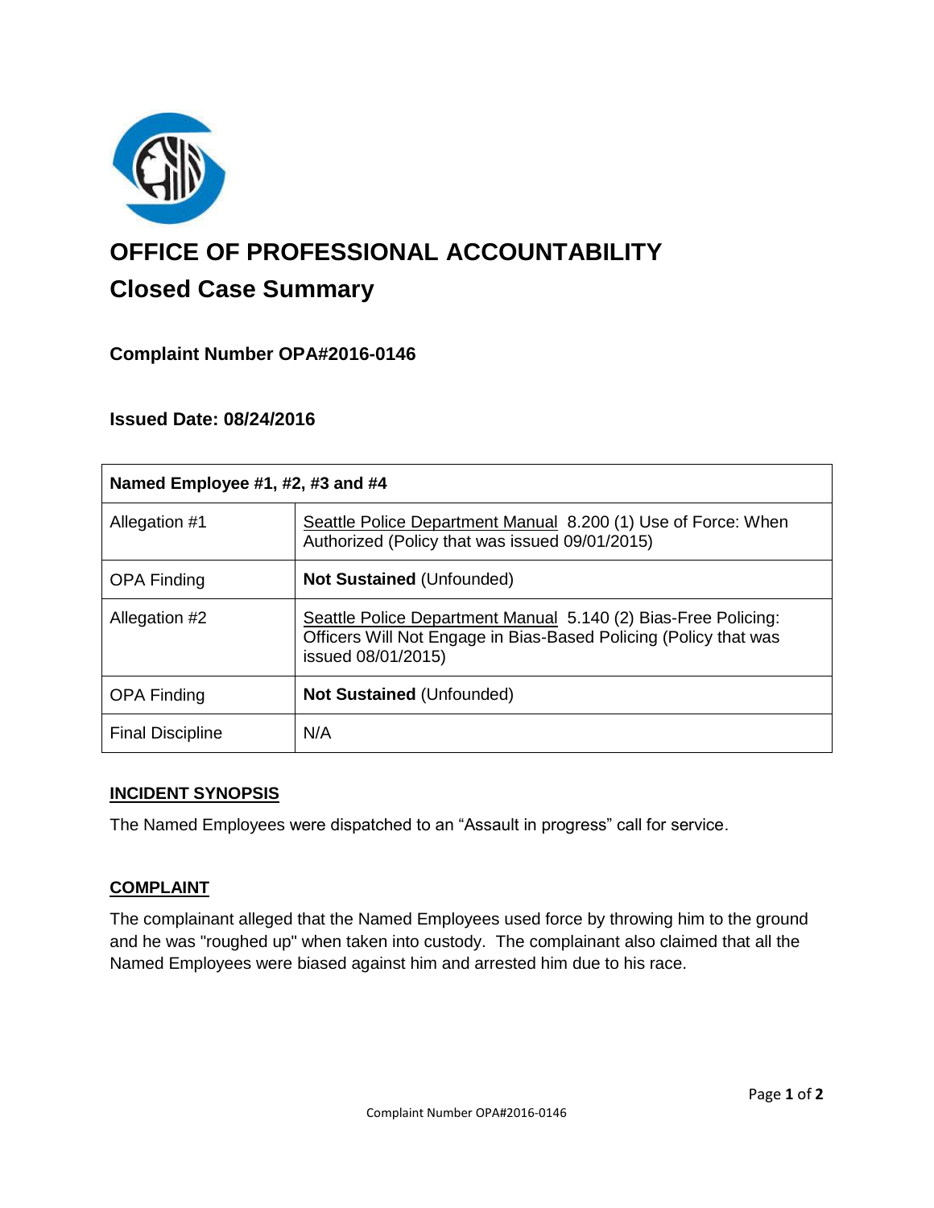# OFFICE OF PROFESSIONAL ACCOUNTABILITY

## Closed Case Summary

### Complaint Number OPA#2016-0146

### Issued Date: 08/24/2016

| Named Employee #1, #2, #3 and #4 | |
|---|---|
| Allegation #1 | Seattle Police Department Manual 8.200 (1) Use of Force: When Authorized (Policy that was issued 09/01/2015) |
| OPA Finding | **Not Sustained** (Unfounded) |
| Allegation #2 | Seattle Police Department Manual 5.140 (2) Bias-Free Policing: Officers Will Not Engage in Bias-Based Policing (Policy that was issued 08/01/2015) |
| OPA Finding | **Not Sustained** (Unfounded) |
| Final Discipline | N/A |

**INCIDENT SYNOPSIS**

The Named Employees were dispatched to an “Assault in progress” call for service.

**COMPLAINT**

The complainant alleged that the Named Employees used force by throwing him to the ground and he was "roughed up" when taken into custody. The complainant also claimed that all the Named Employees were biased against him and arrested him due to his race.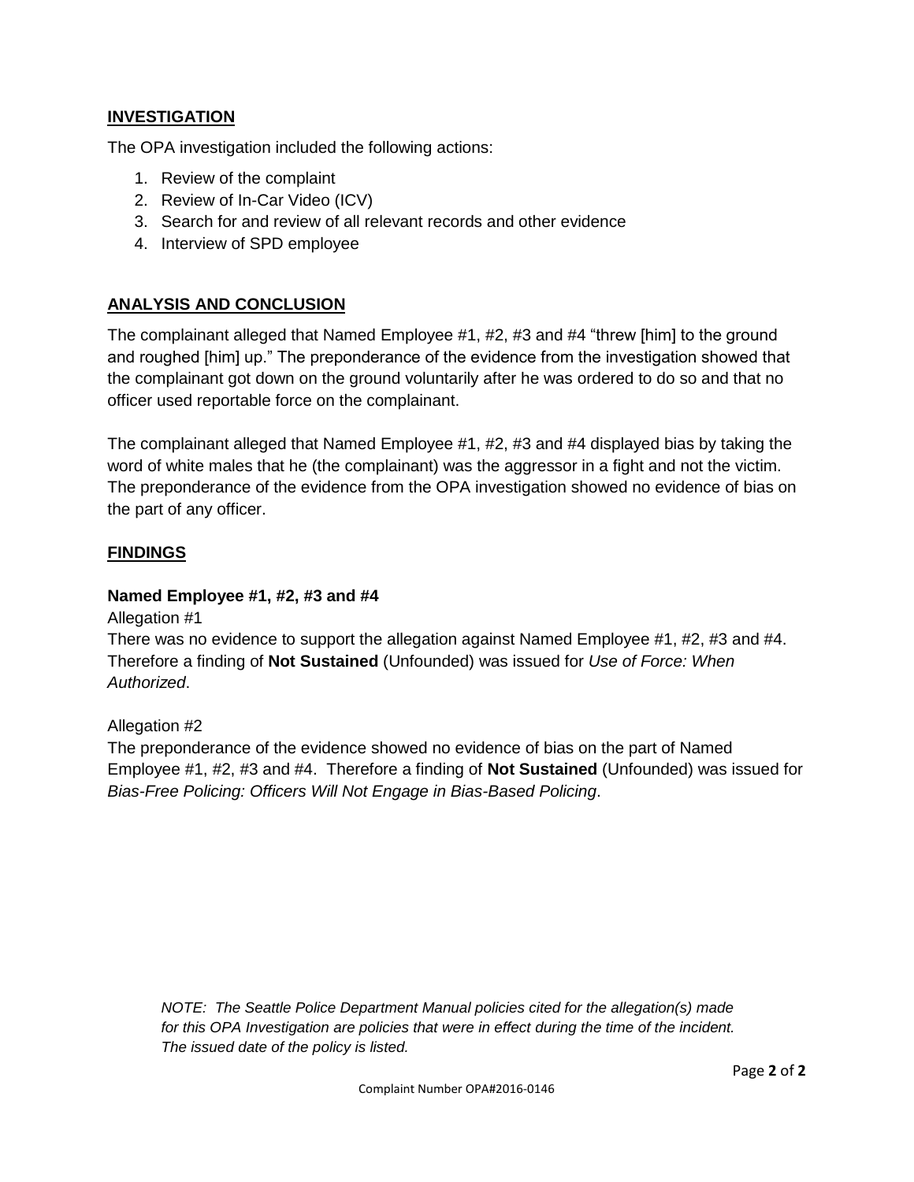## INVESTIGATION

The OPA investigation included the following actions:

1. Review of the complaint
2. Review of In-Car Video (ICV)
3. Search for and review of all relevant records and other evidence
4. Interview of SPD employee

## ANALYSIS AND CONCLUSION

The complainant alleged that Named Employee #1, #2, #3 and #4 "threw [him] to the ground and roughed [him] up." The preponderance of the evidence from the investigation showed that the complainant got down on the ground voluntarily after he was ordered to do so and that no officer used reportable force on the complainant.

The complainant alleged that Named Employee #1, #2, #3 and #4 displayed bias by taking the word of white males that he (the complainant) was the aggressor in a fight and not the victim. The preponderance of the evidence from the OPA investigation showed no evidence of bias on the part of any officer.

## FINDINGS

**Named Employee #1, #2, #3 and #4**

Allegation #1

There was no evidence to support the allegation against Named Employee #1, #2, #3 and #4. Therefore a finding of **Not Sustained** (Unfounded) was issued for *Use of Force: When Authorized*.

Allegation #2

The preponderance of the evidence showed no evidence of bias on the part of Named Employee #1, #2, #3 and #4. Therefore a finding of **Not Sustained** (Unfounded) was issued for *Bias-Free Policing: Officers Will Not Engage in Bias-Based Policing*.

*NOTE: The Seattle Police Department Manual policies cited for the allegation(s) made for this OPA Investigation are policies that were in effect during the time of the incident. The issued date of the policy is listed.*

Complaint Number OPA#2016-0146